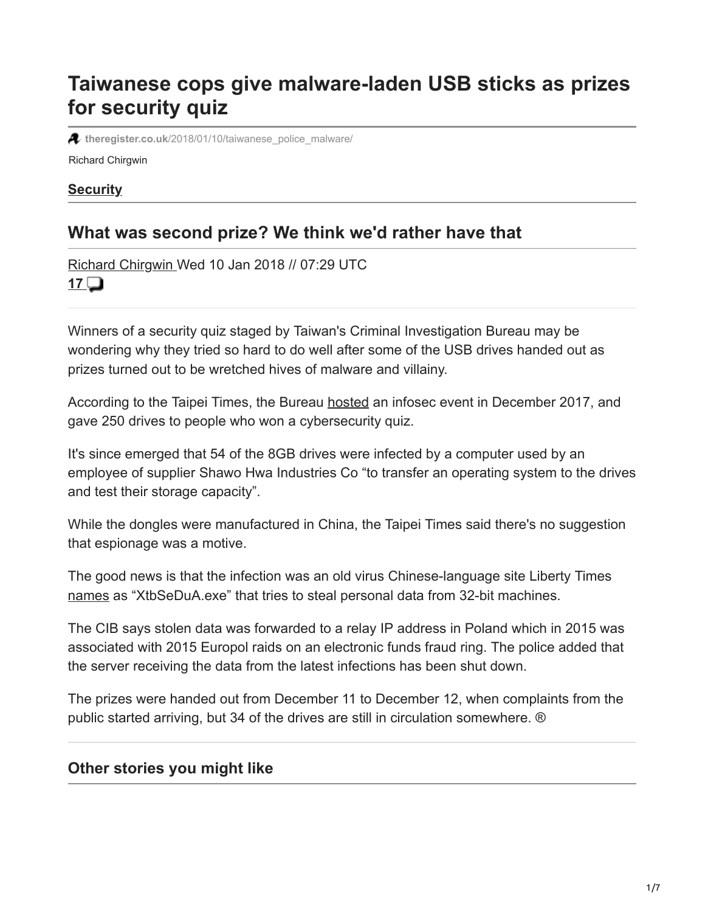# Taiwanese cops give malware-laden USB sticks as prizes for security quiz

theregister.co.uk/2018/01/10/taiwanese_police_malware/

Richard Chirgwin

**Security**

## What was second prize? We think we'd rather have that

Richard Chirgwin Wed 10 Jan 2018 // 07:29 UTC

17

Winners of a security quiz staged by Taiwan's Criminal Investigation Bureau may be wondering why they tried so hard to do well after some of the USB drives handed out as prizes turned out to be wretched hives of malware and villainy.

According to the Taipei Times, the Bureau hosted an infosec event in December 2017, and gave 250 drives to people who won a cybersecurity quiz.

It's since emerged that 54 of the 8GB drives were infected by a computer used by an employee of supplier Shawo Hwa Industries Co "to transfer an operating system to the drives and test their storage capacity".

While the dongles were manufactured in China, the Taipei Times said there's no suggestion that espionage was a motive.

The good news is that the infection was an old virus Chinese-language site Liberty Times names as "XtbSeDuA.exe" that tries to steal personal data from 32-bit machines.

The CIB says stolen data was forwarded to a relay IP address in Poland which in 2015 was associated with 2015 Europol raids on an electronic funds fraud ring. The police added that the server receiving the data from the latest infections has been shut down.

The prizes were handed out from December 11 to December 12, when complaints from the public started arriving, but 34 of the drives are still in circulation somewhere. ®

## Other stories you might like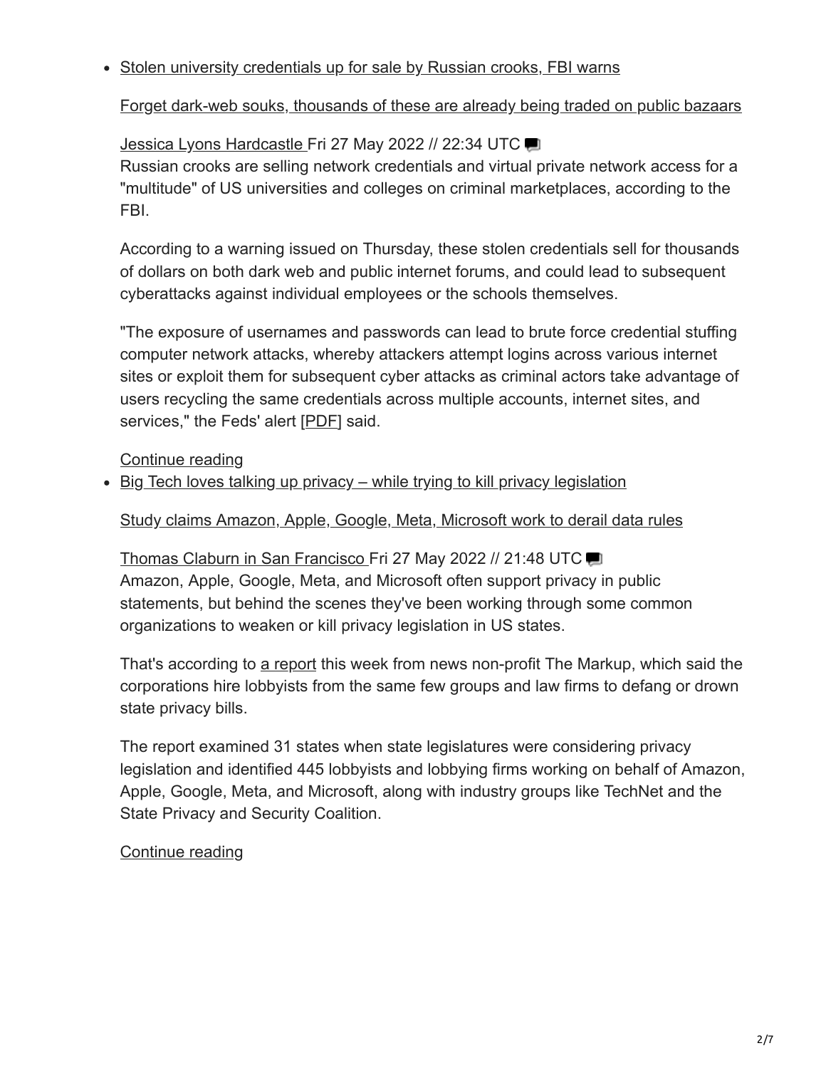- Stolen university credentials up for sale by Russian crooks, FBI warns

  Forget dark-web souks, thousands of these are already being traded on public bazaars

  Jessica Lyons Hardcastle Fri 27 May 2022 // 22:34 UTC
  Russian crooks are selling network credentials and virtual private network access for a "multitude" of US universities and colleges on criminal marketplaces, according to the FBI.

  According to a warning issued on Thursday, these stolen credentials sell for thousands of dollars on both dark web and public internet forums, and could lead to subsequent cyberattacks against individual employees or the schools themselves.

  "The exposure of usernames and passwords can lead to brute force credential stuffing computer network attacks, whereby attackers attempt logins across various internet sites or exploit them for subsequent cyber attacks as criminal actors take advantage of users recycling the same credentials across multiple accounts, internet sites, and services," the Feds' alert [PDF] said.

  Continue reading

- Big Tech loves talking up privacy – while trying to kill privacy legislation

  Study claims Amazon, Apple, Google, Meta, Microsoft work to derail data rules

  Thomas Claburn in San Francisco Fri 27 May 2022 // 21:48 UTC
  Amazon, Apple, Google, Meta, and Microsoft often support privacy in public statements, but behind the scenes they've been working through some common organizations to weaken or kill privacy legislation in US states.

  That's according to a report this week from news non-profit The Markup, which said the corporations hire lobbyists from the same few groups and law firms to defang or drown state privacy bills.

  The report examined 31 states when state legislatures were considering privacy legislation and identified 445 lobbyists and lobbying firms working on behalf of Amazon, Apple, Google, Meta, and Microsoft, along with industry groups like TechNet and the State Privacy and Security Coalition.

  Continue reading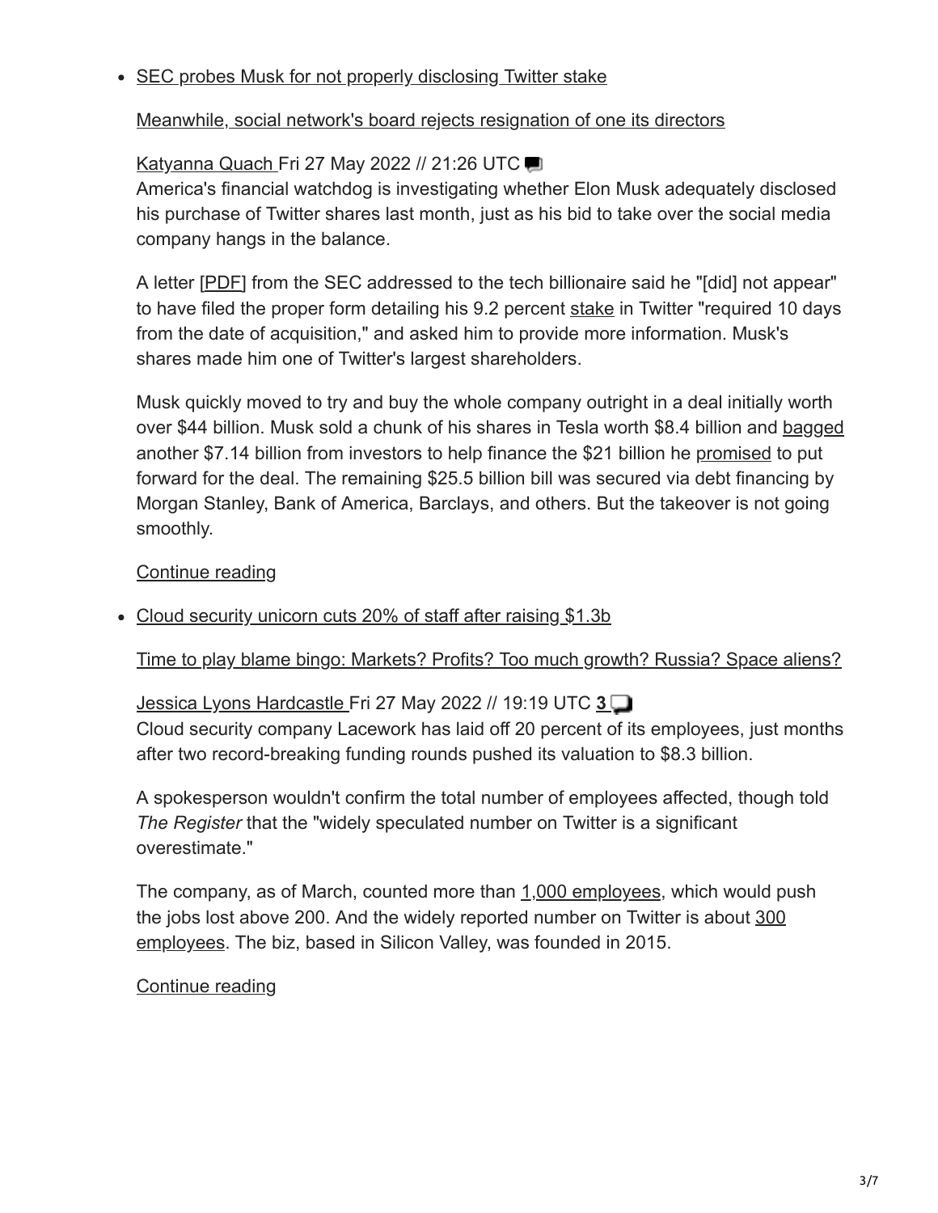- SEC probes Musk for not properly disclosing Twitter stake

  Meanwhile, social network's board rejects resignation of one its directors

  Katyanna Quach Fri 27 May 2022 // 21:26 UTC

  America's financial watchdog is investigating whether Elon Musk adequately disclosed his purchase of Twitter shares last month, just as his bid to take over the social media company hangs in the balance.

  A letter [PDF] from the SEC addressed to the tech billionaire said he "[did] not appear" to have filed the proper form detailing his 9.2 percent stake in Twitter "required 10 days from the date of acquisition," and asked him to provide more information. Musk's shares made him one of Twitter's largest shareholders.

  Musk quickly moved to try and buy the whole company outright in a deal initially worth over $44 billion. Musk sold a chunk of his shares in Tesla worth $8.4 billion and bagged another $7.14 billion from investors to help finance the $21 billion he promised to put forward for the deal. The remaining $25.5 billion bill was secured via debt financing by Morgan Stanley, Bank of America, Barclays, and others. But the takeover is not going smoothly.

  Continue reading

- Cloud security unicorn cuts 20% of staff after raising $1.3b

  Time to play blame bingo: Markets? Profits? Too much growth? Russia? Space aliens?

  Jessica Lyons Hardcastle Fri 27 May 2022 // 19:19 UTC **3**

  Cloud security company Lacework has laid off 20 percent of its employees, just months after two record-breaking funding rounds pushed its valuation to $8.3 billion.

  A spokesperson wouldn't confirm the total number of employees affected, though told *The Register* that the "widely speculated number on Twitter is a significant overestimate."

  The company, as of March, counted more than 1,000 employees, which would push the jobs lost above 200. And the widely reported number on Twitter is about 300 employees. The biz, based in Silicon Valley, was founded in 2015.

  Continue reading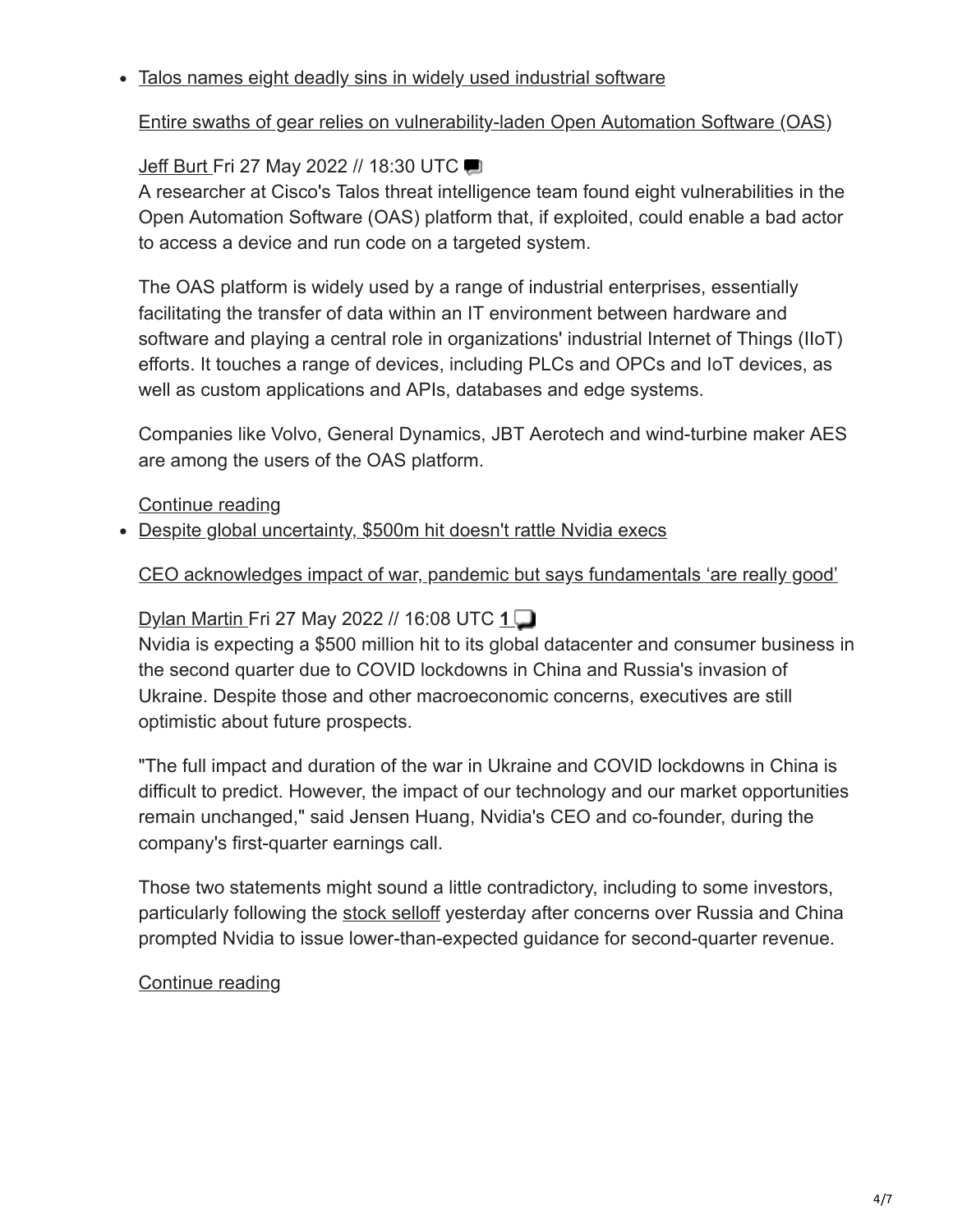- Talos names eight deadly sins in widely used industrial software

  Entire swaths of gear relies on vulnerability-laden Open Automation Software (OAS)

  Jeff Burt Fri 27 May 2022 // 18:30 UTC

  A researcher at Cisco's Talos threat intelligence team found eight vulnerabilities in the Open Automation Software (OAS) platform that, if exploited, could enable a bad actor to access a device and run code on a targeted system.

  The OAS platform is widely used by a range of industrial enterprises, essentially facilitating the transfer of data within an IT environment between hardware and software and playing a central role in organizations' industrial Internet of Things (IIoT) efforts. It touches a range of devices, including PLCs and OPCs and IoT devices, as well as custom applications and APIs, databases and edge systems.

  Companies like Volvo, General Dynamics, JBT Aerotech and wind-turbine maker AES are among the users of the OAS platform.

  Continue reading

- Despite global uncertainty, $500m hit doesn't rattle Nvidia execs

  CEO acknowledges impact of war, pandemic but says fundamentals 'are really good'

  Dylan Martin Fri 27 May 2022 // 16:08 UTC 1

  Nvidia is expecting a $500 million hit to its global datacenter and consumer business in the second quarter due to COVID lockdowns in China and Russia's invasion of Ukraine. Despite those and other macroeconomic concerns, executives are still optimistic about future prospects.

  "The full impact and duration of the war in Ukraine and COVID lockdowns in China is difficult to predict. However, the impact of our technology and our market opportunities remain unchanged," said Jensen Huang, Nvidia's CEO and co-founder, during the company's first-quarter earnings call.

  Those two statements might sound a little contradictory, including to some investors, particularly following the stock selloff yesterday after concerns over Russia and China prompted Nvidia to issue lower-than-expected guidance for second-quarter revenue.

  Continue reading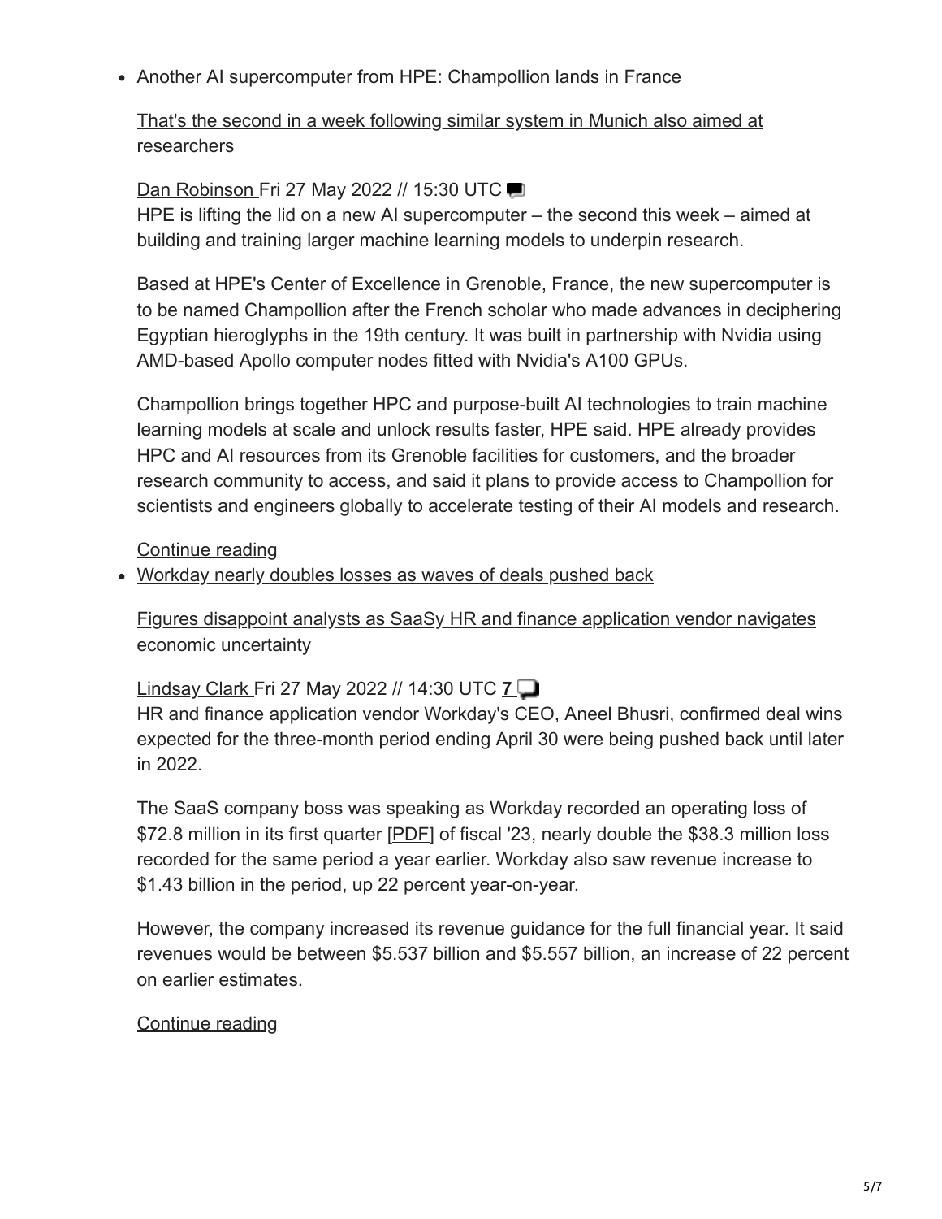- Another AI supercomputer from HPE: Champollion lands in France

  That's the second in a week following similar system in Munich also aimed at researchers

  Dan Robinson Fri 27 May 2022 // 15:30 UTC
  HPE is lifting the lid on a new AI supercomputer – the second this week – aimed at building and training larger machine learning models to underpin research.

  Based at HPE's Center of Excellence in Grenoble, France, the new supercomputer is to be named Champollion after the French scholar who made advances in deciphering Egyptian hieroglyphs in the 19th century. It was built in partnership with Nvidia using AMD-based Apollo computer nodes fitted with Nvidia's A100 GPUs.

  Champollion brings together HPC and purpose-built AI technologies to train machine learning models at scale and unlock results faster, HPE said. HPE already provides HPC and AI resources from its Grenoble facilities for customers, and the broader research community to access, and said it plans to provide access to Champollion for scientists and engineers globally to accelerate testing of their AI models and research.

  Continue reading

- Workday nearly doubles losses as waves of deals pushed back

  Figures disappoint analysts as SaaSy HR and finance application vendor navigates economic uncertainty

  Lindsay Clark Fri 27 May 2022 // 14:30 UTC **7**
  HR and finance application vendor Workday's CEO, Aneel Bhusri, confirmed deal wins expected for the three-month period ending April 30 were being pushed back until later in 2022.

  The SaaS company boss was speaking as Workday recorded an operating loss of $72.8 million in its first quarter [PDF] of fiscal '23, nearly double the $38.3 million loss recorded for the same period a year earlier. Workday also saw revenue increase to $1.43 billion in the period, up 22 percent year-on-year.

  However, the company increased its revenue guidance for the full financial year. It said revenues would be between $5.537 billion and $5.557 billion, an increase of 22 percent on earlier estimates.

  Continue reading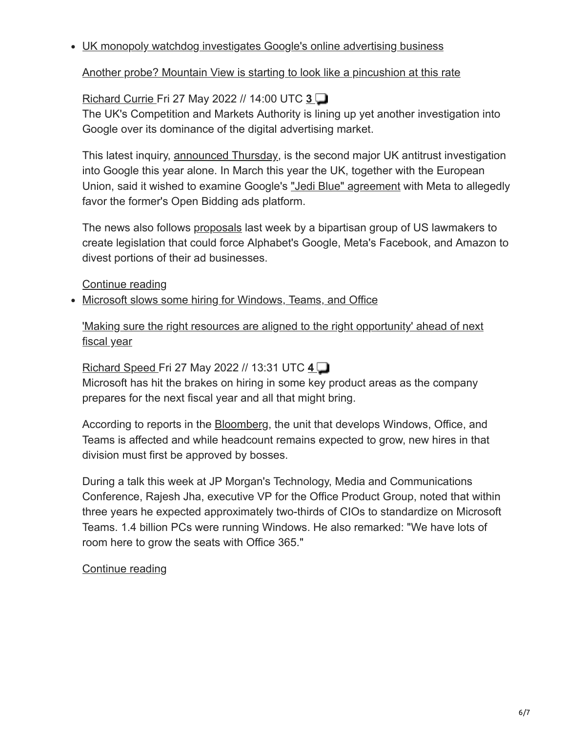- [UK monopoly watchdog investigates Google's online advertising business]

  [Another probe? Mountain View is starting to look like a pincushion at this rate]

  [Richard Currie] Fri 27 May 2022 // 14:00 UTC **3**

  The UK's Competition and Markets Authority is lining up yet another investigation into Google over its dominance of the digital advertising market.

  This latest inquiry, announced Thursday, is the second major UK antitrust investigation into Google this year alone. In March this year the UK, together with the European Union, said it wished to examine Google's "Jedi Blue" agreement with Meta to allegedly favor the former's Open Bidding ads platform.

  The news also follows proposals last week by a bipartisan group of US lawmakers to create legislation that could force Alphabet's Google, Meta's Facebook, and Amazon to divest portions of their ad businesses.

  Continue reading

- [Microsoft slows some hiring for Windows, Teams, and Office]

  ['Making sure the right resources are aligned to the right opportunity' ahead of next fiscal year]

  [Richard Speed] Fri 27 May 2022 // 13:31 UTC **4**

  Microsoft has hit the brakes on hiring in some key product areas as the company prepares for the next fiscal year and all that might bring.

  According to reports in the Bloomberg, the unit that develops Windows, Office, and Teams is affected and while headcount remains expected to grow, new hires in that division must first be approved by bosses.

  During a talk this week at JP Morgan's Technology, Media and Communications Conference, Rajesh Jha, executive VP for the Office Product Group, noted that within three years he expected approximately two-thirds of CIOs to standardize on Microsoft Teams. 1.4 billion PCs were running Windows. He also remarked: "We have lots of room here to grow the seats with Office 365."

  Continue reading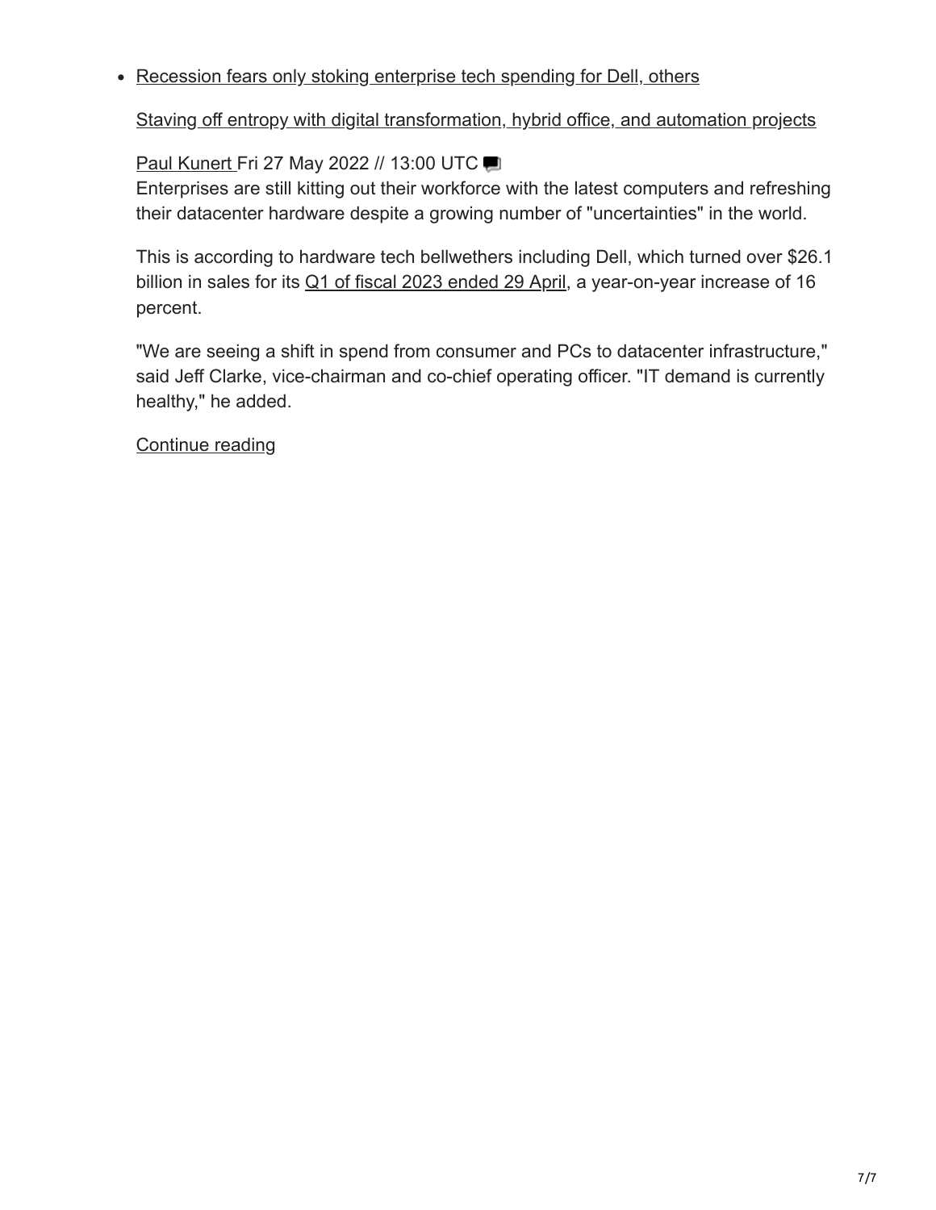- Recession fears only stoking enterprise tech spending for Dell, others

  Staving off entropy with digital transformation, hybrid office, and automation projects

  Paul Kunert Fri 27 May 2022 // 13:00 UTC

  Enterprises are still kitting out their workforce with the latest computers and refreshing their datacenter hardware despite a growing number of "uncertainties" in the world.

  This is according to hardware tech bellwethers including Dell, which turned over $26.1 billion in sales for its Q1 of fiscal 2023 ended 29 April, a year-on-year increase of 16 percent.

  "We are seeing a shift in spend from consumer and PCs to datacenter infrastructure," said Jeff Clarke, vice-chairman and co-chief operating officer. "IT demand is currently healthy," he added.

  Continue reading